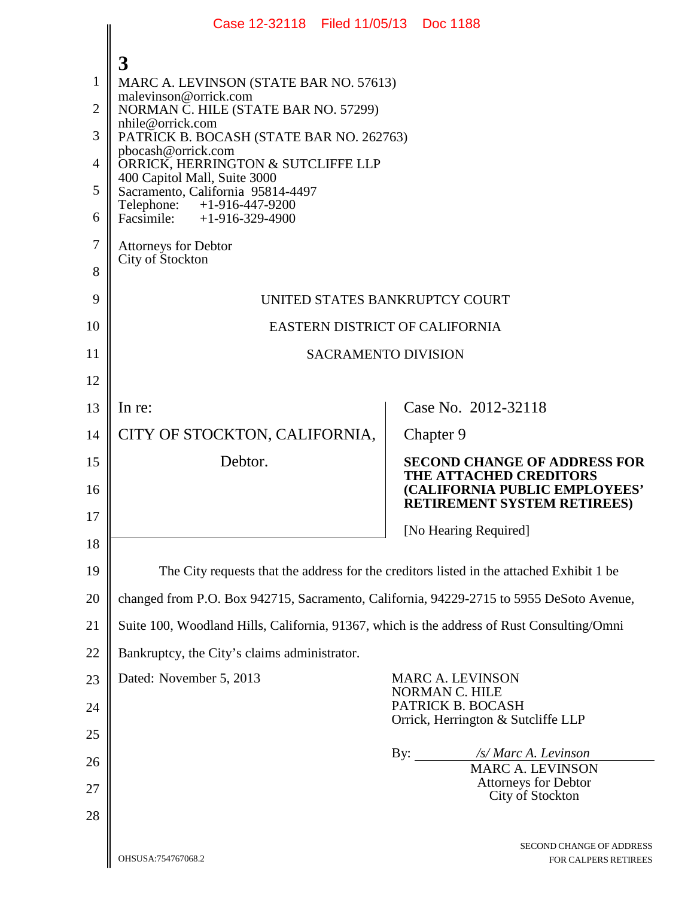MARC A. LEVINSON (STATE BAR NO. 57613)
malevinson@orrick.com
NORMAN C. HILE (STATE BAR NO. 57299)
nhile@orrick.com
PATRICK B. BOCASH (STATE BAR NO. 262763)
pbocash@orrick.com
ORRICK, HERRINGTON & SUTCLIFFE LLP
400 Capitol Mall, Suite 3000
Sacramento, California 95814-4497
Telephone: +1-916-447-9200
Facsimile: +1-916-329-4900

Attorneys for Debtor
City of Stockton

UNITED STATES BANKRUPTCY COURT

EASTERN DISTRICT OF CALIFORNIA

SACRAMENTO DIVISION

| | |
|---|---|
| In re: | Case No. 2012-32118 |
| CITY OF STOCKTON, CALIFORNIA, | Chapter 9 |
| Debtor. | **SECOND CHANGE OF ADDRESS FOR THE ATTACHED CREDITORS (CALIFORNIA PUBLIC EMPLOYEES' RETIREMENT SYSTEM RETIREES)** |
| | [No Hearing Required] |

The City requests that the address for the creditors listed in the attached Exhibit 1 be changed from P.O. Box 942715, Sacramento, California, 94229-2715 to 5955 DeSoto Avenue, Suite 100, Woodland Hills, California, 91367, which is the address of Rust Consulting/Omni Bankruptcy, the City's claims administrator.

Dated: November 5, 2013

MARC A. LEVINSON
NORMAN C. HILE
PATRICK B. BOCASH
Orrick, Herrington & Sutcliffe LLP

By: */s/ Marc A. Levinson*
MARC A. LEVINSON
Attorneys for Debtor
City of Stockton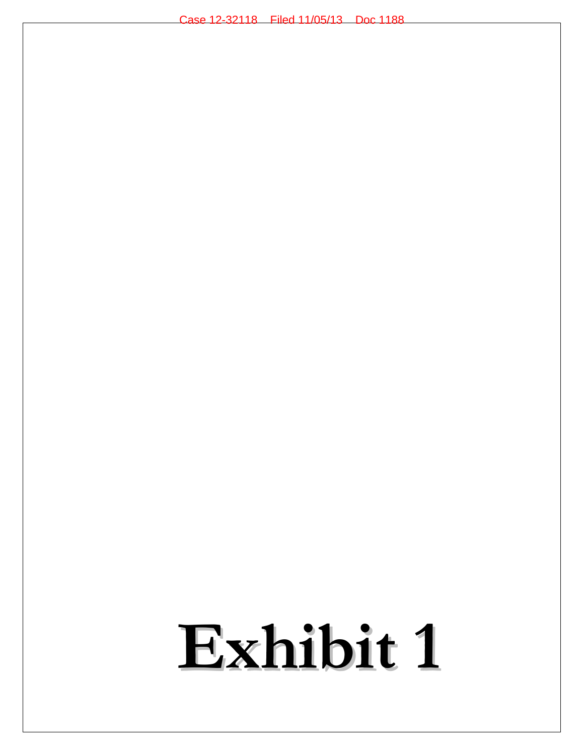# Exhibit 1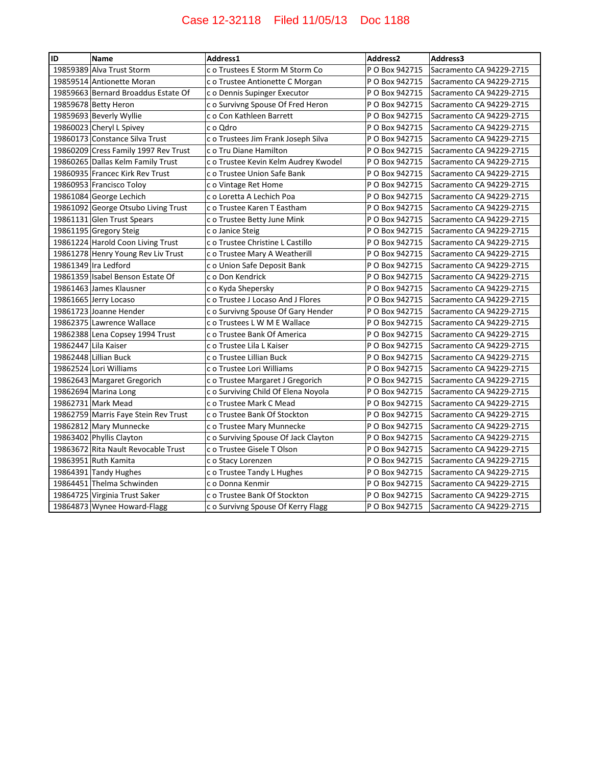| ID | Name | Address1 | Address2 | Address3 |
|---|---|---|---|---|
| 19859389 | Alva Trust Storm | c o Trustees E Storm M Storm Co | P O Box 942715 | Sacramento CA 94229-2715 |
| 19859514 | Antionette Moran | c o Trustee Antionette C Morgan | P O Box 942715 | Sacramento CA 94229-2715 |
| 19859663 | Bernard Broaddus Estate Of | c o Dennis Supinger Executor | P O Box 942715 | Sacramento CA 94229-2715 |
| 19859678 | Betty Heron | c o Survivng Spouse Of Fred Heron | P O Box 942715 | Sacramento CA 94229-2715 |
| 19859693 | Beverly Wyllie | c o Con Kathleen Barrett | P O Box 942715 | Sacramento CA 94229-2715 |
| 19860023 | Cheryl L Spivey | c o Qdro | P O Box 942715 | Sacramento CA 94229-2715 |
| 19860173 | Constance Silva Trust | c o Trustees Jim Frank Joseph Silva | P O Box 942715 | Sacramento CA 94229-2715 |
| 19860209 | Cress Family 1997 Rev Trust | c o Tru Diane Hamilton | P O Box 942715 | Sacramento CA 94229-2715 |
| 19860265 | Dallas Kelm Family Trust | c o Trustee Kevin Kelm Audrey Kwodel | P O Box 942715 | Sacramento CA 94229-2715 |
| 19860935 | Francec Kirk Rev Trust | c o Trustee Union Safe Bank | P O Box 942715 | Sacramento CA 94229-2715 |
| 19860953 | Francisco Toloy | c o Vintage Ret Home | P O Box 942715 | Sacramento CA 94229-2715 |
| 19861084 | George Lechich | c o Loretta A Lechich Poa | P O Box 942715 | Sacramento CA 94229-2715 |
| 19861092 | George Otsubo Living Trust | c o Trustee Karen T Eastham | P O Box 942715 | Sacramento CA 94229-2715 |
| 19861131 | Glen Trust Spears | c o Trustee Betty June Mink | P O Box 942715 | Sacramento CA 94229-2715 |
| 19861195 | Gregory Steig | c o Janice Steig | P O Box 942715 | Sacramento CA 94229-2715 |
| 19861224 | Harold Coon Living Trust | c o Trustee Christine L Castillo | P O Box 942715 | Sacramento CA 94229-2715 |
| 19861278 | Henry Young Rev Liv Trust | c o Trustee Mary A Weatherill | P O Box 942715 | Sacramento CA 94229-2715 |
| 19861349 | Ira Ledford | c o Union Safe Deposit Bank | P O Box 942715 | Sacramento CA 94229-2715 |
| 19861359 | Isabel Benson Estate Of | c o Don Kendrick | P O Box 942715 | Sacramento CA 94229-2715 |
| 19861463 | James Klausner | c o Kyda Shepersky | P O Box 942715 | Sacramento CA 94229-2715 |
| 19861665 | Jerry Locaso | c o Trustee J Locaso And J Flores | P O Box 942715 | Sacramento CA 94229-2715 |
| 19861723 | Joanne Hender | c o Survivng Spouse Of Gary Hender | P O Box 942715 | Sacramento CA 94229-2715 |
| 19862375 | Lawrence Wallace | c o Trustees L W M E Wallace | P O Box 942715 | Sacramento CA 94229-2715 |
| 19862388 | Lena Copsey 1994 Trust | c o Trustee Bank Of America | P O Box 942715 | Sacramento CA 94229-2715 |
| 19862447 | Lila Kaiser | c o Trustee Lila L Kaiser | P O Box 942715 | Sacramento CA 94229-2715 |
| 19862448 | Lillian Buck | c o Trustee Lillian Buck | P O Box 942715 | Sacramento CA 94229-2715 |
| 19862524 | Lori Williams | c o Trustee Lori Williams | P O Box 942715 | Sacramento CA 94229-2715 |
| 19862643 | Margaret Gregorich | c o Trustee Margaret J Gregorich | P O Box 942715 | Sacramento CA 94229-2715 |
| 19862694 | Marina Long | c o Surviving Child Of Elena Noyola | P O Box 942715 | Sacramento CA 94229-2715 |
| 19862731 | Mark Mead | c o Trustee Mark C Mead | P O Box 942715 | Sacramento CA 94229-2715 |
| 19862759 | Marris Faye Stein Rev Trust | c o Trustee Bank Of Stockton | P O Box 942715 | Sacramento CA 94229-2715 |
| 19862812 | Mary Munnecke | c o Trustee Mary Munnecke | P O Box 942715 | Sacramento CA 94229-2715 |
| 19863402 | Phyllis Clayton | c o Surviving Spouse Of Jack Clayton | P O Box 942715 | Sacramento CA 94229-2715 |
| 19863672 | Rita Nault Revocable Trust | c o Trustee Gisele T Olson | P O Box 942715 | Sacramento CA 94229-2715 |
| 19863951 | Ruth Kamita | c o Stacy Lorenzen | P O Box 942715 | Sacramento CA 94229-2715 |
| 19864391 | Tandy Hughes | c o Trustee Tandy L Hughes | P O Box 942715 | Sacramento CA 94229-2715 |
| 19864451 | Thelma Schwinden | c o Donna Kenmir | P O Box 942715 | Sacramento CA 94229-2715 |
| 19864725 | Virginia Trust Saker | c o Trustee Bank Of Stockton | P O Box 942715 | Sacramento CA 94229-2715 |
| 19864873 | Wynee Howard-Flagg | c o Survivng Spouse Of Kerry Flagg | P O Box 942715 | Sacramento CA 94229-2715 |